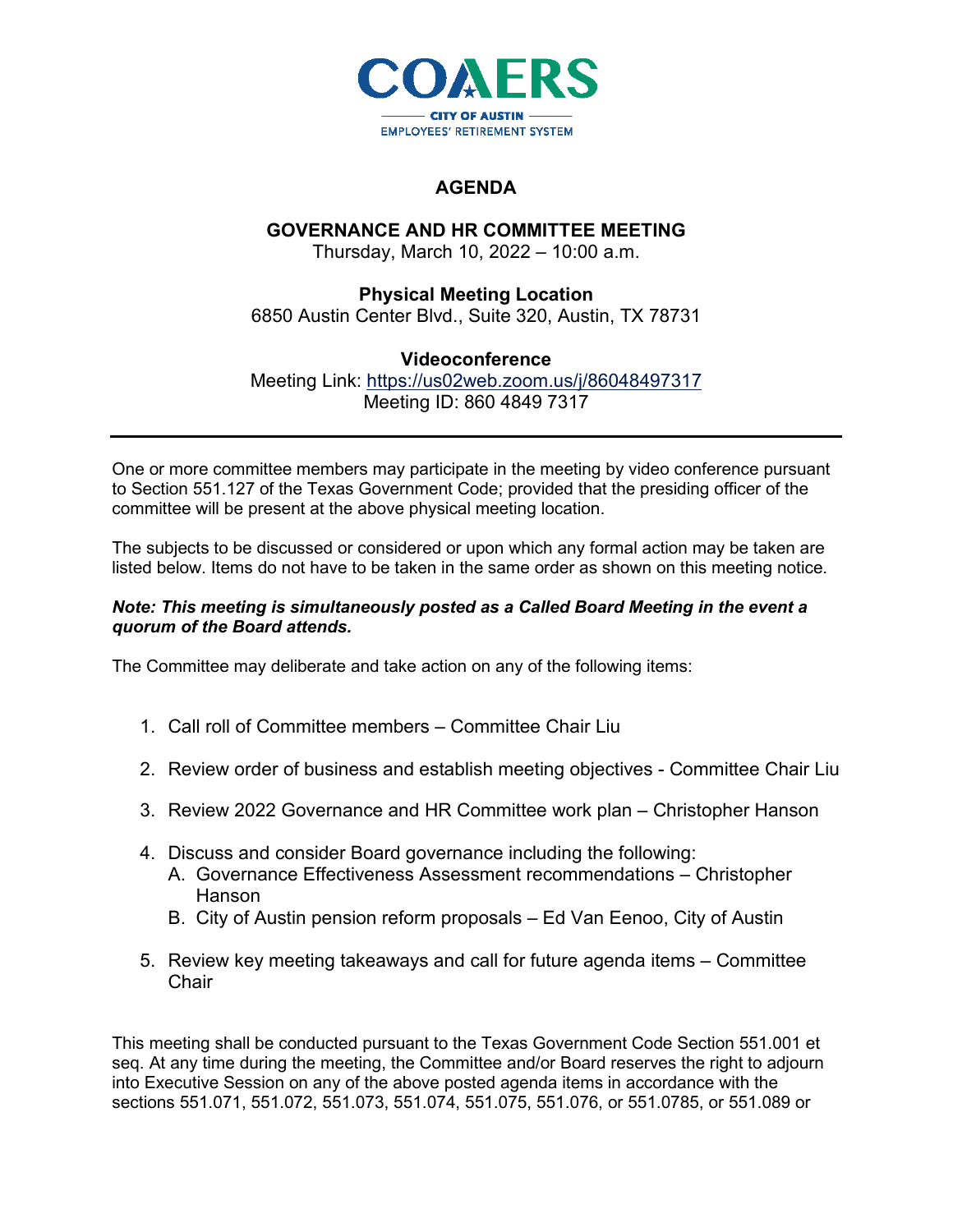COAERS

CITY OF AUSTIN

EMPLOYEES' RETIREMENT SYSTEM

# AGENDA

## GOVERNANCE AND HR COMMITTEE MEETING

Thursday, March 10, 2022 – 10:00 a.m.

**Physical Meeting Location**

6850 Austin Center Blvd., Suite 320, Austin, TX 78731

**Videoconference**

Meeting Link: https://us02web.zoom.us/j/86048497317

Meeting ID: 860 4849 7317

---

One or more committee members may participate in the meeting by video conference pursuant to Section 551.127 of the Texas Government Code; provided that the presiding officer of the committee will be present at the above physical meeting location.

The subjects to be discussed or considered or upon which any formal action may be taken are listed below. Items do not have to be taken in the same order as shown on this meeting notice.

***Note: This meeting is simultaneously posted as a Called Board Meeting in the event a quorum of the Board attends.***

The Committee may deliberate and take action on any of the following items:

1. Call roll of Committee members – Committee Chair Liu
2. Review order of business and establish meeting objectives - Committee Chair Liu
3. Review 2022 Governance and HR Committee work plan – Christopher Hanson
4. Discuss and consider Board governance including the following:
   A. Governance Effectiveness Assessment recommendations – Christopher Hanson
   B. City of Austin pension reform proposals – Ed Van Eenoo, City of Austin
5. Review key meeting takeaways and call for future agenda items – Committee Chair

This meeting shall be conducted pursuant to the Texas Government Code Section 551.001 et seq. At any time during the meeting, the Committee and/or Board reserves the right to adjourn into Executive Session on any of the above posted agenda items in accordance with the sections 551.071, 551.072, 551.073, 551.074, 551.075, 551.076, or 551.0785, or 551.089 or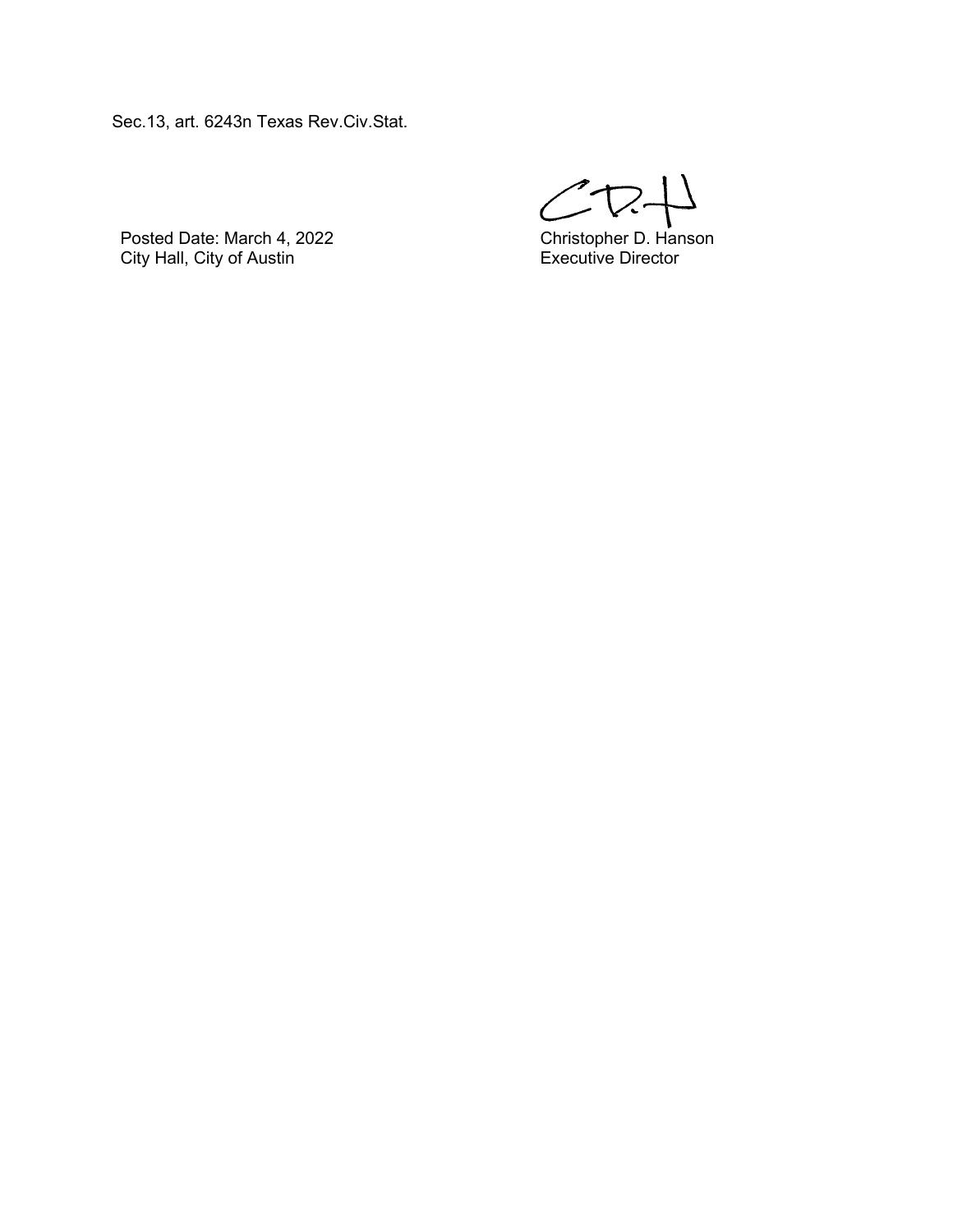Sec.13, art. 6243n Texas Rev.Civ.Stat.

Posted Date: March 4, 2022
City Hall, City of Austin

Christopher D. Hanson
Executive Director